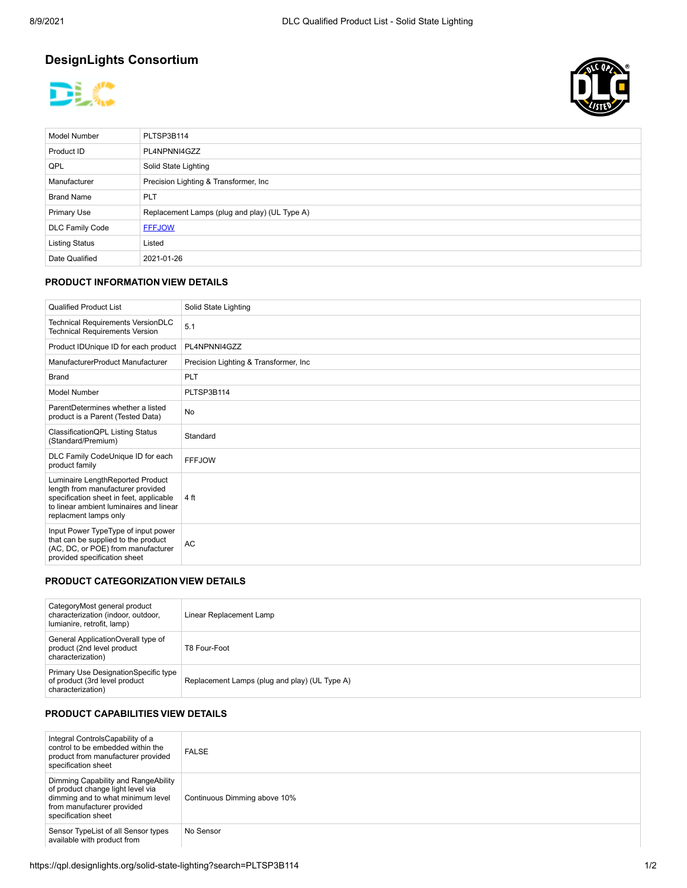# DesignLights Consortium

| Model Number | PLTSP3B114 |
|---|---|
| Product ID | PL4NPNNI4GZZ |
| QPL | Solid State Lighting |
| Manufacturer | Precision Lighting & Transformer, Inc |
| Brand Name | PLT |
| Primary Use | Replacement Lamps (plug and play) (UL Type A) |
| DLC Family Code | FFFJOW |
| Listing Status | Listed |
| Date Qualified | 2021-01-26 |

## PRODUCT INFORMATION VIEW DETAILS

| Qualified Product List | Solid State Lighting |
|---|---|
| Technical Requirements VersionDLC Technical Requirements Version | 5.1 |
| Product IDUnique ID for each product | PL4NPNNI4GZZ |
| ManufacturerProduct Manufacturer | Precision Lighting & Transformer, Inc |
| Brand | PLT |
| Model Number | PLTSP3B114 |
| ParentDetermines whether a listed product is a Parent (Tested Data) | No |
| ClassificationQPL Listing Status (Standard/Premium) | Standard |
| DLC Family CodeUnique ID for each product family | FFFJOW |
| Luminaire LengthReported Product length from manufacturer provided specification sheet in feet, applicable to linear ambient luminaires and linear replacment lamps only | 4 ft |
| Input Power TypeType of input power that can be supplied to the product (AC, DC, or POE) from manufacturer provided specification sheet | AC |

## PRODUCT CATEGORIZATION VIEW DETAILS

| CategoryMost general product characterization (indoor, outdoor, lumianire, retrofit, lamp) | Linear Replacement Lamp |
|---|---|
| General ApplicationOverall type of product (2nd level product characterization) | T8 Four-Foot |
| Primary Use DesignationSpecific type of product (3rd level product characterization) | Replacement Lamps (plug and play) (UL Type A) |

## PRODUCT CAPABILITIES VIEW DETAILS

| Integral ControlsCapability of a control to be embedded within the product from manufacturer provided specification sheet | FALSE |
|---|---|
| Dimming Capability and RangeAbility of product change light level via dimming and to what minimum level from manufacturer provided specification sheet | Continuous Dimming above 10% |
| Sensor TypeList of all Sensor types available with product from | No Sensor |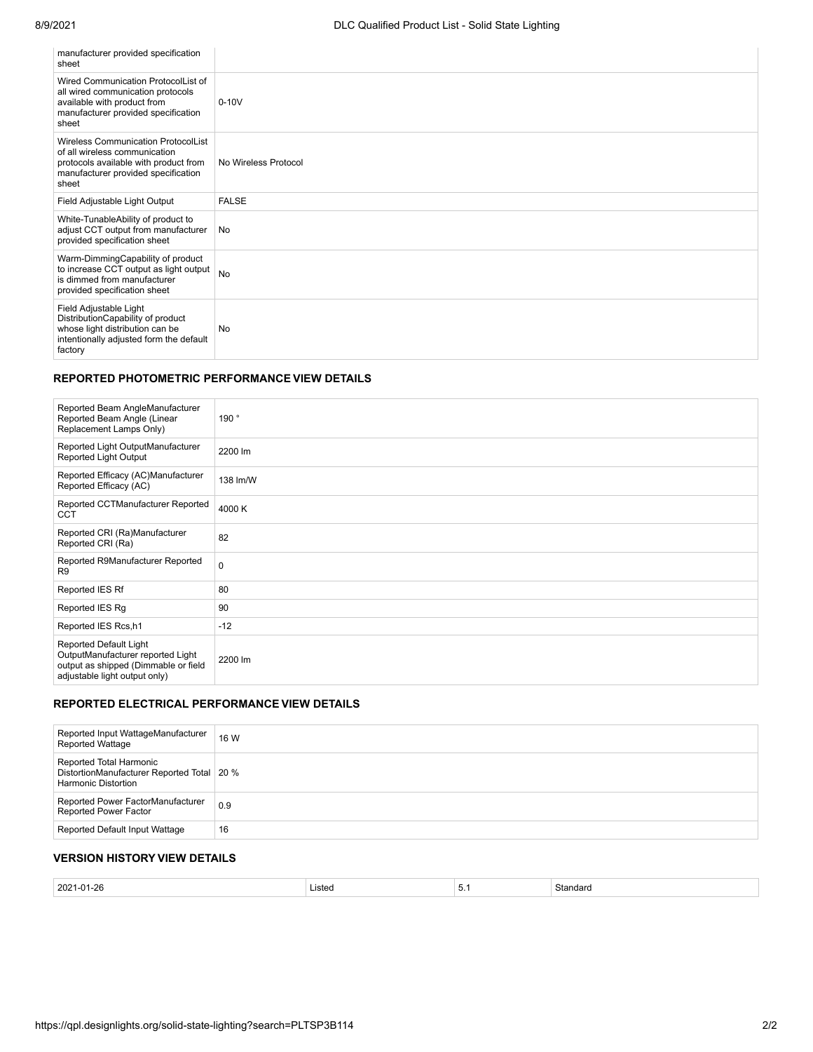| | |
|---|---|
| manufacturer provided specification sheet | |
| Wired Communication ProtocolList of all wired communication protocols available with product from manufacturer provided specification sheet | 0-10V |
| Wireless Communication ProtocolList of all wireless communication protocols available with product from manufacturer provided specification sheet | No Wireless Protocol |
| Field Adjustable Light Output | FALSE |
| White-TunableAbility of product to adjust CCT output from manufacturer provided specification sheet | No |
| Warm-DimmingCapability of product to increase CCT output as light output is dimmed from manufacturer provided specification sheet | No |
| Field Adjustable Light DistributionCapability of product whose light distribution can be intentionally adjusted form the default factory | No |

### REPORTED PHOTOMETRIC PERFORMANCE VIEW DETAILS

| | |
|---|---|
| Reported Beam AngleManufacturer Reported Beam Angle (Linear Replacement Lamps Only) | 190 ° |
| Reported Light OutputManufacturer Reported Light Output | 2200 lm |
| Reported Efficacy (AC)Manufacturer Reported Efficacy (AC) | 138 lm/W |
| Reported CCTManufacturer Reported CCT | 4000 K |
| Reported CRI (Ra)Manufacturer Reported CRI (Ra) | 82 |
| Reported R9Manufacturer Reported R9 | 0 |
| Reported IES Rf | 80 |
| Reported IES Rg | 90 |
| Reported IES Rcs,h1 | -12 |
| Reported Default Light OutputManufacturer reported Light output as shipped (Dimmable or field adjustable light output only) | 2200 lm |

### REPORTED ELECTRICAL PERFORMANCE VIEW DETAILS

| | |
|---|---|
| Reported Input WattageManufacturer Reported Wattage | 16 W |
| Reported Total Harmonic DistortionManufacturer Reported Total Harmonic Distortion | 20 % |
| Reported Power FactorManufacturer Reported Power Factor | 0.9 |
| Reported Default Input Wattage | 16 |

### VERSION HISTORY VIEW DETAILS

| | | | |
|---|---|---|---|
| 2021-01-26 | Listed | 5.1 | Standard |